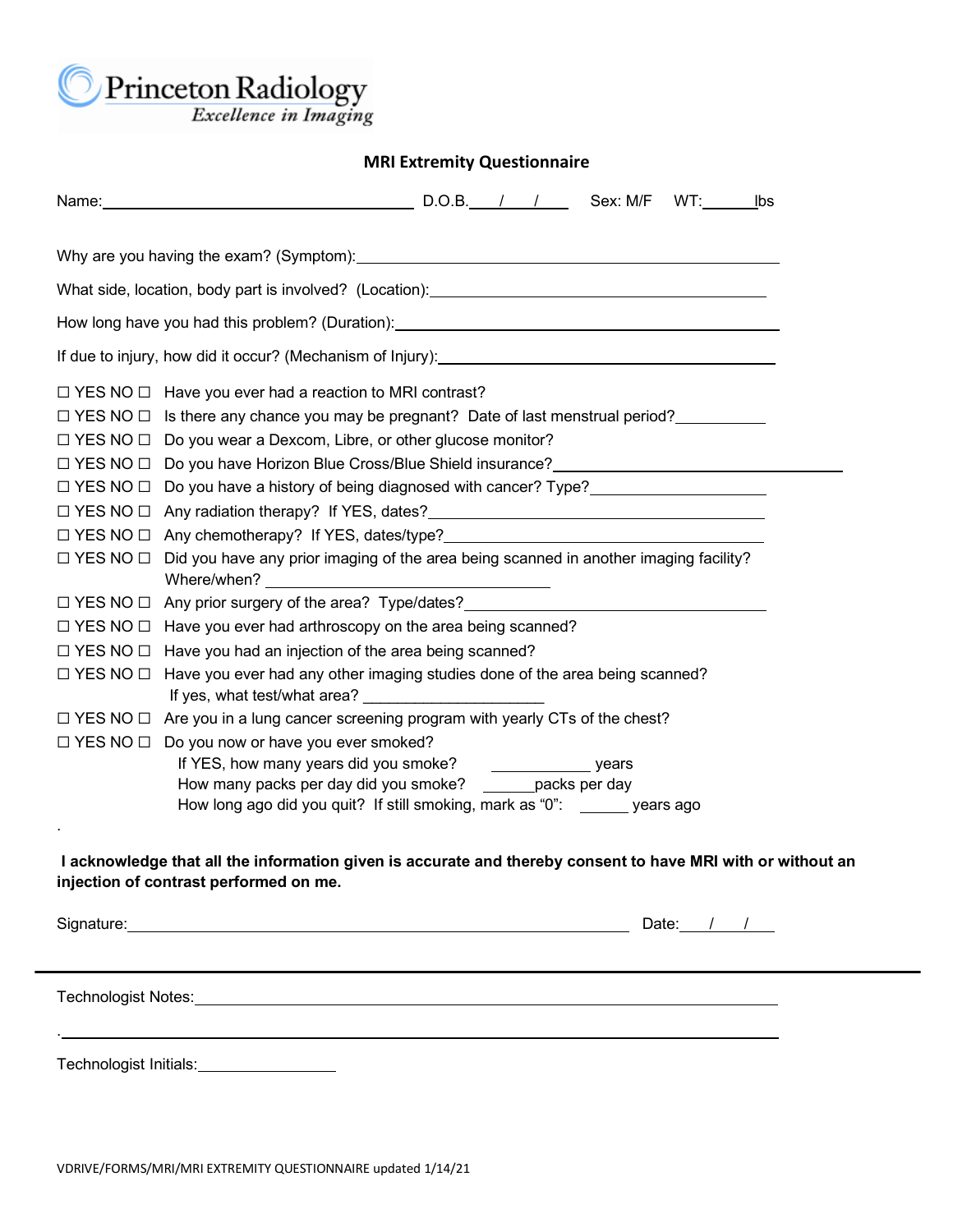Princeton Radiology
*Excellence in Imaging*

## MRI Extremity Questionnaire

Name:\_\_\_\_\_\_\_\_\_\_\_\_\_\_\_\_\_\_\_\_\_\_\_\_\_\_\_\_\_\_ D.O.B.\_\_\_/\_\_\_/\_\_\_ Sex: M/F WT:\_\_\_\_\_\_lbs

Why are you having the exam? (Symptom):\_\_\_\_\_\_\_\_\_\_\_\_\_\_\_\_\_\_\_\_\_\_\_\_\_\_\_\_\_\_\_\_\_\_\_\_\_\_\_\_

What side, location, body part is involved? (Location):\_\_\_\_\_\_\_\_\_\_\_\_\_\_\_\_\_\_\_\_\_\_\_\_\_\_\_\_\_\_\_\_

How long have you had this problem? (Duration):\_\_\_\_\_\_\_\_\_\_\_\_\_\_\_\_\_\_\_\_\_\_\_\_\_\_\_\_\_\_\_\_\_\_\_\_

If due to injury, how did it occur? (Mechanism of Injury):\_\_\_\_\_\_\_\_\_\_\_\_\_\_\_\_\_\_\_\_\_\_\_\_\_\_\_\_\_\_\_\_

☐ YES NO ☐ Have you ever had a reaction to MRI contrast?

☐ YES NO ☐ Is there any chance you may be pregnant? Date of last menstrual period?\_\_\_\_\_\_\_\_\_\_

☐ YES NO ☐ Do you wear a Dexcom, Libre, or other glucose monitor?

☐ YES NO ☐ Do you have Horizon Blue Cross/Blue Shield insurance?\_\_\_\_\_\_\_\_\_\_\_\_\_\_\_\_\_\_\_\_\_\_\_\_\_\_\_\_

☐ YES NO ☐ Do you have a history of being diagnosed with cancer? Type?\_\_\_\_\_\_\_\_\_\_\_\_\_\_\_\_\_\_\_\_

☐ YES NO ☐ Any radiation therapy? If YES, dates?\_\_\_\_\_\_\_\_\_\_\_\_\_\_\_\_\_\_\_\_\_\_\_\_\_\_\_\_\_\_\_\_\_\_\_\_

☐ YES NO ☐ Any chemotherapy? If YES, dates/type?\_\_\_\_\_\_\_\_\_\_\_\_\_\_\_\_\_\_\_\_\_\_\_\_\_\_\_\_\_\_\_\_\_\_\_

☐ YES NO ☐ Did you have any prior imaging of the area being scanned in another imaging facility?
Where/when? \_\_\_\_\_\_\_\_\_\_\_\_\_\_\_\_\_\_\_\_\_\_\_\_\_\_\_\_

☐ YES NO ☐ Any prior surgery of the area? Type/dates?\_\_\_\_\_\_\_\_\_\_\_\_\_\_\_\_\_\_\_\_\_\_\_\_\_\_\_\_\_\_\_\_

☐ YES NO ☐ Have you ever had arthroscopy on the area being scanned?

☐ YES NO ☐ Have you had an injection of the area being scanned?

☐ YES NO ☐ Have you ever had any other imaging studies done of the area being scanned?
If yes, what test/what area? \_\_\_\_\_\_\_\_\_\_\_\_\_\_\_\_\_\_\_\_\_\_

☐ YES NO ☐ Are you in a lung cancer screening program with yearly CTs of the chest?

☐ YES NO ☐ Do you now or have you ever smoked?
If YES, how many years did you smoke? \_\_\_\_\_\_\_\_\_\_\_\_ years
How many packs per day did you smoke? \_\_\_\_\_\_packs per day
How long ago did you quit? If still smoking, mark as "0": \_\_\_\_\_\_ years ago

.

**I acknowledge that all the information given is accurate and thereby consent to have MRI with or without an injection of contrast performed on me.**

Signature:\_\_\_\_\_\_\_\_\_\_\_\_\_\_\_\_\_\_\_\_\_\_\_\_\_\_\_\_\_\_\_\_\_\_\_\_\_\_\_\_\_\_\_\_\_\_\_\_ Date:\_\_\_/\_\_\_/\_\_\_

---

Technologist Notes:\_\_\_\_\_\_\_\_\_\_\_\_\_\_\_\_\_\_\_\_\_\_\_\_\_\_\_\_\_\_\_\_\_\_\_\_\_\_\_\_\_\_\_\_\_\_\_\_\_\_\_\_\_\_\_\_\_\_

.\_\_\_\_\_\_\_\_\_\_\_\_\_\_\_\_\_\_\_\_\_\_\_\_\_\_\_\_\_\_\_\_\_\_\_\_\_\_\_\_\_\_\_\_\_\_\_\_\_\_\_\_\_\_\_\_\_\_\_\_\_\_\_\_\_\_\_\_\_\_\_\_\_\_

Technologist Initials:\_\_\_\_\_\_\_\_\_\_\_\_\_\_\_\_

VDRIVE/FORMS/MRI/MRI EXTREMITY QUESTIONNAIRE updated 1/14/21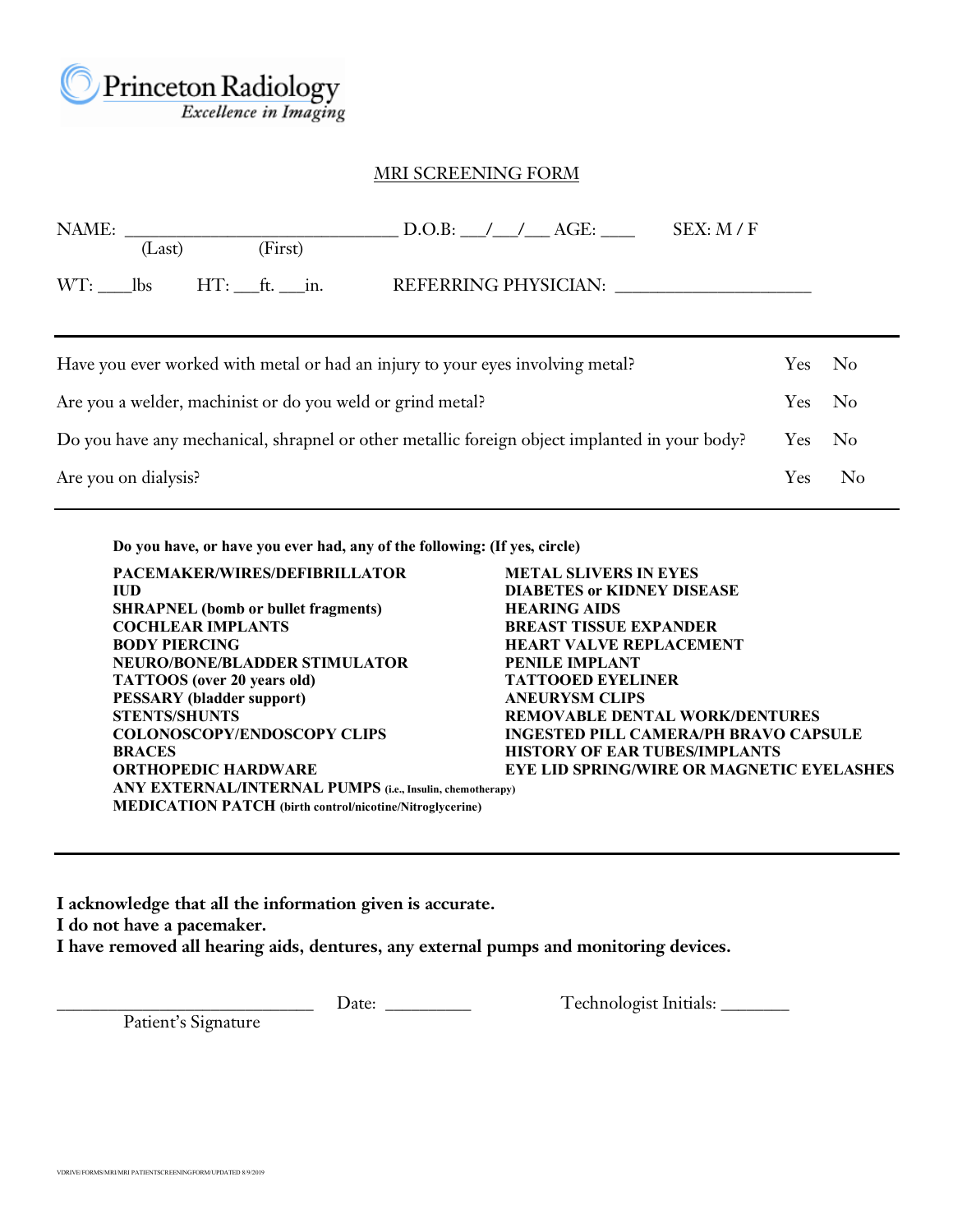Princeton Radiology
*Excellence in Imaging*

## MRI SCREENING FORM

NAME: ______________________________ D.O.B: ___/___/___ AGE: ____ SEX: M / F
(Last) (First)

WT: ____lbs HT: ___ft. ___in. REFERRING PHYSICIAN: ____________________

| | | |
|---|---|---|
| Have you ever worked with metal or had an injury to your eyes involving metal? | Yes | No |
| Are you a welder, machinist or do you weld or grind metal? | Yes | No |
| Do you have any mechanical, shrapnel or other metallic foreign object implanted in your body? | Yes | No |
| Are you on dialysis? | Yes | No |

**Do you have, or have you ever had, any of the following: (If yes, circle)**

**PACEMAKER/WIRES/DEFIBRILLATOR**
**IUD**
**SHRAPNEL (bomb or bullet fragments)**
**COCHLEAR IMPLANTS**
**BODY PIERCING**
**NEURO/BONE/BLADDER STIMULATOR**
**TATTOOS (over 20 years old)**
**PESSARY (bladder support)**
**STENTS/SHUNTS**
**COLONOSCOPY/ENDOSCOPY CLIPS**
**BRACES**
**ORTHOPEDIC HARDWARE**
**ANY EXTERNAL/INTERNAL PUMPS (i.e., Insulin, chemotherapy)**
**MEDICATION PATCH (birth control/nicotine/Nitroglycerine)**
**METAL SLIVERS IN EYES**
**DIABETES or KIDNEY DISEASE**
**HEARING AIDS**
**BREAST TISSUE EXPANDER**
**HEART VALVE REPLACEMENT**
**PENILE IMPLANT**
**TATTOOED EYELINER**
**ANEURYSM CLIPS**
**REMOVABLE DENTAL WORK/DENTURES**
**INGESTED PILL CAMERA/PH BRAVO CAPSULE**
**HISTORY OF EAR TUBES/IMPLANTS**
**EYE LID SPRING/WIRE OR MAGNETIC EYELASHES**

**I acknowledge that all the information given is accurate.**
**I do not have a pacemaker.**
**I have removed all hearing aids, dentures, any external pumps and monitoring devices.**

____________________________ Date: _________ Technologist Initials: _______
Patient's Signature

VDRIVE/FORMS/MRI/MRI PATIENTSCREENINGFORM/UPDATED 8/9/2019